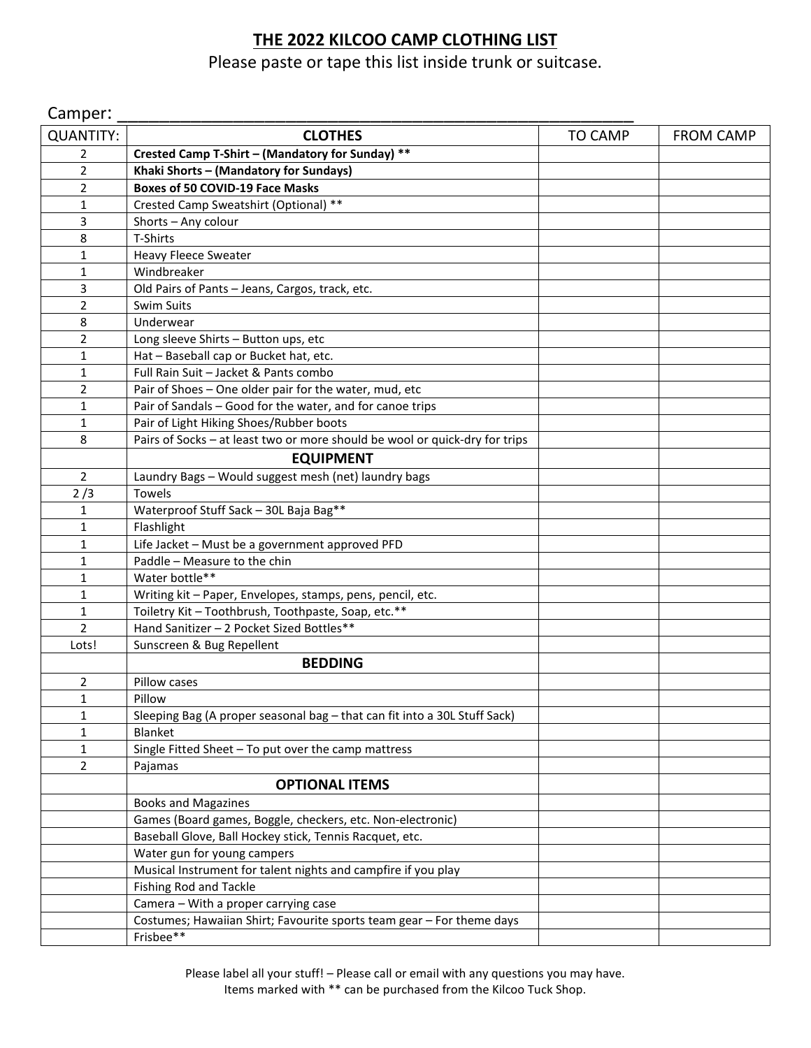# THE 2022 KILCOO CAMP CLOTHING LIST

Please paste or tape this list inside trunk or suitcase.

Camper: ___________________________________________________________

| QUANTITY: | CLOTHES | TO CAMP | FROM CAMP |
|---|---|---|---|
| 2 | **Crested Camp T-Shirt – (Mandatory for Sunday) ** ** | | |
| 2 | **Khaki Shorts – (Mandatory for Sundays)** | | |
| 2 | **Boxes of 50 COVID-19 Face Masks** | | |
| 1 | Crested Camp Sweatshirt (Optional) ** | | |
| 3 | Shorts – Any colour | | |
| 8 | T-Shirts | | |
| 1 | Heavy Fleece Sweater | | |
| 1 | Windbreaker | | |
| 3 | Old Pairs of Pants – Jeans, Cargos, track, etc. | | |
| 2 | Swim Suits | | |
| 8 | Underwear | | |
| 2 | Long sleeve Shirts – Button ups, etc | | |
| 1 | Hat – Baseball cap or Bucket hat, etc. | | |
| 1 | Full Rain Suit – Jacket & Pants combo | | |
| 2 | Pair of Shoes – One older pair for the water, mud, etc | | |
| 1 | Pair of Sandals – Good for the water, and for canoe trips | | |
| 1 | Pair of Light Hiking Shoes/Rubber boots | | |
| 8 | Pairs of Socks – at least two or more should be wool or quick-dry for trips | | |
| | **EQUIPMENT** | | |
| 2 | Laundry Bags – Would suggest mesh (net) laundry bags | | |
| 2 /3 | Towels | | |
| 1 | Waterproof Stuff Sack – 30L Baja Bag** | | |
| 1 | Flashlight | | |
| 1 | Life Jacket – Must be a government approved PFD | | |
| 1 | Paddle – Measure to the chin | | |
| 1 | Water bottle** | | |
| 1 | Writing kit – Paper, Envelopes, stamps, pens, pencil, etc. | | |
| 1 | Toiletry Kit – Toothbrush, Toothpaste, Soap, etc.** | | |
| 2 | Hand Sanitizer – 2 Pocket Sized Bottles** | | |
| Lots! | Sunscreen & Bug Repellent | | |
| | **BEDDING** | | |
| 2 | Pillow cases | | |
| 1 | Pillow | | |
| 1 | Sleeping Bag (A proper seasonal bag – that can fit into a 30L Stuff Sack) | | |
| 1 | Blanket | | |
| 1 | Single Fitted Sheet – To put over the camp mattress | | |
| 2 | Pajamas | | |
| | **OPTIONAL ITEMS** | | |
| | Books and Magazines | | |
| | Games (Board games, Boggle, checkers, etc. Non-electronic) | | |
| | Baseball Glove, Ball Hockey stick, Tennis Racquet, etc. | | |
| | Water gun for young campers | | |
| | Musical Instrument for talent nights and campfire if you play | | |
| | Fishing Rod and Tackle | | |
| | Camera – With a proper carrying case | | |
| | Costumes; Hawaiian Shirt; Favourite sports team gear – For theme days | | |
| | Frisbee** | | |

Please label all your stuff! – Please call or email with any questions you may have.
Items marked with ** can be purchased from the Kilcoo Tuck Shop.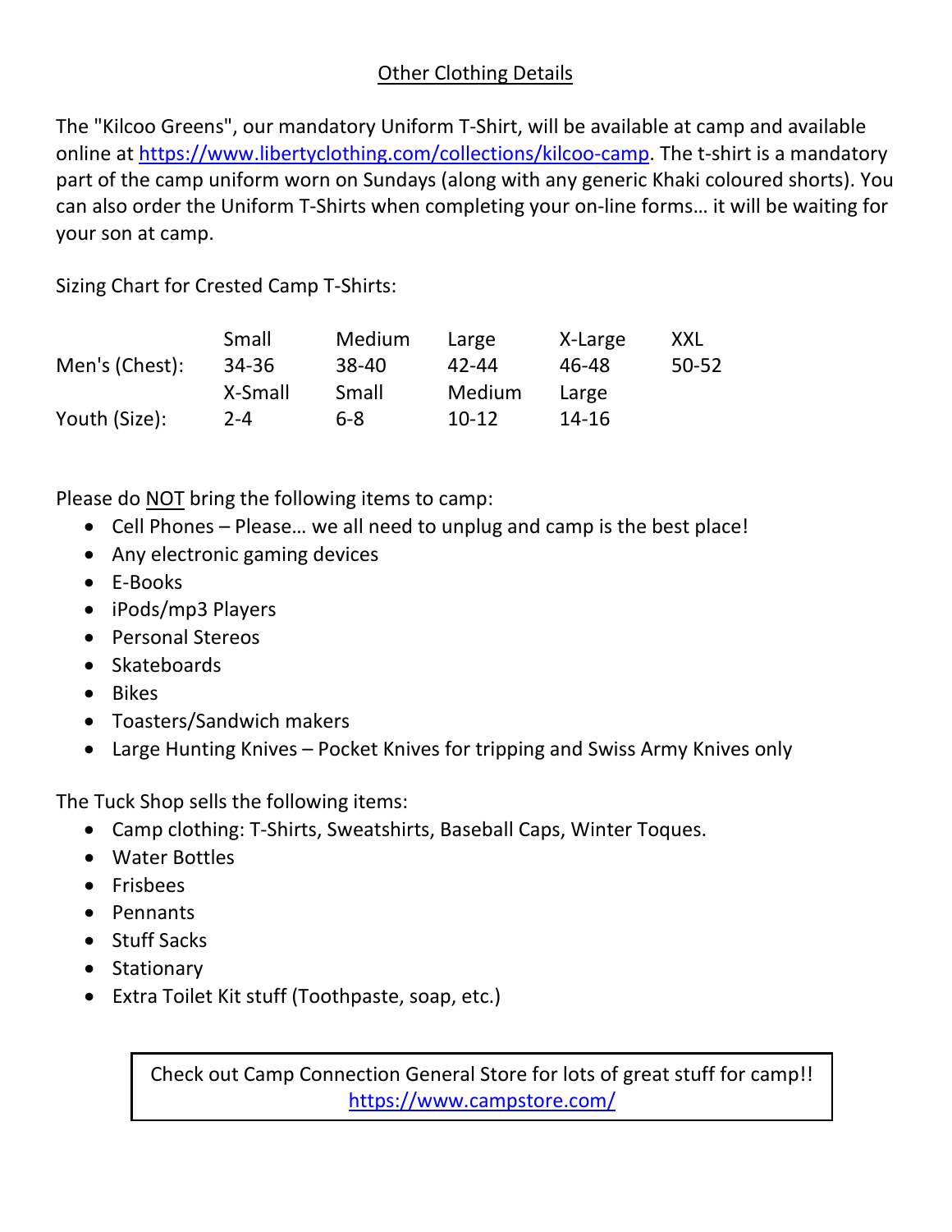## Other Clothing Details

The "Kilcoo Greens", our mandatory Uniform T-Shirt, will be available at camp and available online at https://www.libertyclothing.com/collections/kilcoo-camp. The t-shirt is a mandatory part of the camp uniform worn on Sundays (along with any generic Khaki coloured shorts). You can also order the Uniform T-Shirts when completing your on-line forms… it will be waiting for your son at camp.

Sizing Chart for Crested Camp T-Shirts:

| | | | | | |
|---|---|---|---|---|---|
| | Small | Medium | Large | X-Large | XXL |
| Men's (Chest): | 34-36 | 38-40 | 42-44 | 46-48 | 50-52 |
| | X-Small | Small | Medium | Large | |
| Youth (Size): | 2-4 | 6-8 | 10-12 | 14-16 | |

Please do NOT bring the following items to camp:

- Cell Phones – Please… we all need to unplug and camp is the best place!
- Any electronic gaming devices
- E-Books
- iPods/mp3 Players
- Personal Stereos
- Skateboards
- Bikes
- Toasters/Sandwich makers
- Large Hunting Knives – Pocket Knives for tripping and Swiss Army Knives only

The Tuck Shop sells the following items:

- Camp clothing: T-Shirts, Sweatshirts, Baseball Caps, Winter Toques.
- Water Bottles
- Frisbees
- Pennants
- Stuff Sacks
- Stationary
- Extra Toilet Kit stuff (Toothpaste, soap, etc.)

Check out Camp Connection General Store for lots of great stuff for camp!!
https://www.campstore.com/